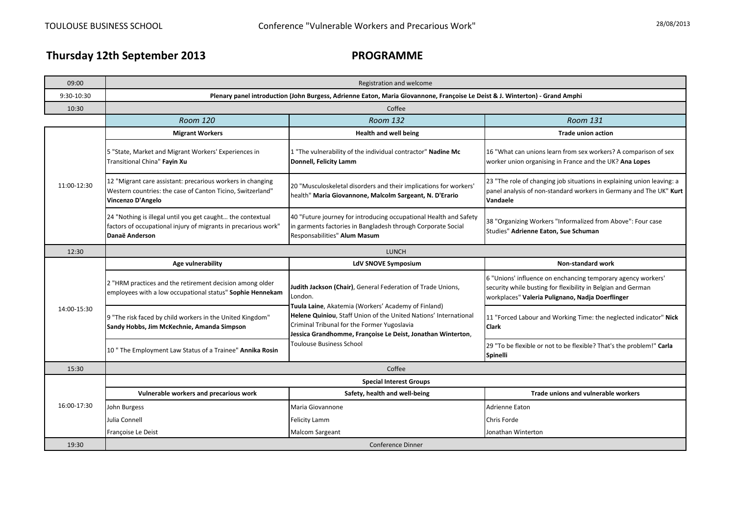# Thursday 12th September 2013

## PROGRAMME

| | | | |
|---|---|---|---|
| 09:00 | Registration and welcome | | |
| 9:30-10:30 | **Plenary panel introduction (John Burgess, Adrienne Eaton, Maria Giovannone, Françoise Le Deist & J. Winterton) - Grand Amphi** | | |
| 10:30 | Coffee | | |
| | *Room 120* | *Room 132* | *Room 131* |
| 11:00-12:30 | **Migrant Workers** | **Health and well being** | **Trade union action** |
| | 5 "State, Market and Migrant Workers' Experiences in Transitional China" **Fayin Xu** | 1 "The vulnerability of the individual contractor" **Nadine Mc Donnell, Felicity Lamm** | 16 "What can unions learn from sex workers? A comparison of sex worker union organising in France and the UK? **Ana Lopes** |
| | 12 "Migrant care assistant: precarious workers in changing Western countries: the case of Canton Ticino, Switzerland" **Vincenzo D'Angelo** | 20 "Musculoskeletal disorders and their implications for workers' health" **Maria Giovannone, Malcolm Sargeant, N. D'Erario** | 23 "The role of changing job situations in explaining union leaving: a panel analysis of non-standard workers in Germany and The UK" **Kurt Vandaele** |
| | 24 "Nothing is illegal until you get caught… the contextual factors of occupational injury of migrants in precarious work" **Danaë Anderson** | 40 "Future journey for introducing occupational Health and Safety in garments factories in Bangladesh through Corporate Social Responsabilities" **Alum Masum** | 38 "Organizing Workers "Informalized from Above": Four case Studies" **Adrienne Eaton, Sue Schuman** |
| 12:30 | LUNCH | | |
| 14:00-15:30 | **Age vulnerability** | **LdV SNOVE Symposium** | **Non-standard work** |
| | 2 "HRM practices and the retirement decision among older employees with a low occupational status" **Sophie Hennekam** | **Judith Jackson (Chair)**, General Federation of Trade Unions, London. **Tuula Laine**, Akatemia (Workers' Academy of Finland) **Helene Quiniou**, Staff Union of the United Nations' International Criminal Tribunal for the Former Yugoslavia **Jessica Grandhomme, Françoise Le Deist, Jonathan Winterton**, Toulouse Business School | 6 "Unions' influence on enchancing temporary agency workers' security while busting for flexibility in Belgian and German workplaces" **Valeria Pulignano, Nadja Doerflinger** |
| | 9 "The risk faced by child workers in the United Kingdom" **Sandy Hobbs, Jim McKechnie, Amanda Simpson** | | 11 "Forced Labour and Working Time: the neglected indicator" **Nick Clark** |
| | 10 " The Employment Law Status of a Trainee" **Annika Rosin** | | 29 "To be flexible or not to be flexible? That's the problem!" **Carla Spinelli** |
| 15:30 | Coffee | | |
| 16:00-17:30 | **Special Interest Groups** | | |
| | **Vulnerable workers and precarious work** | **Safety, health and well-being** | **Trade unions and vulnerable workers** |
| | John Burgess | Maria Giovannone | Adrienne Eaton |
| | Julia Connell | Felicity Lamm | Chris Forde |
| | Françoise Le Deist | Malcom Sargeant | Jonathan Winterton |
| 19:30 | Conference Dinner | | |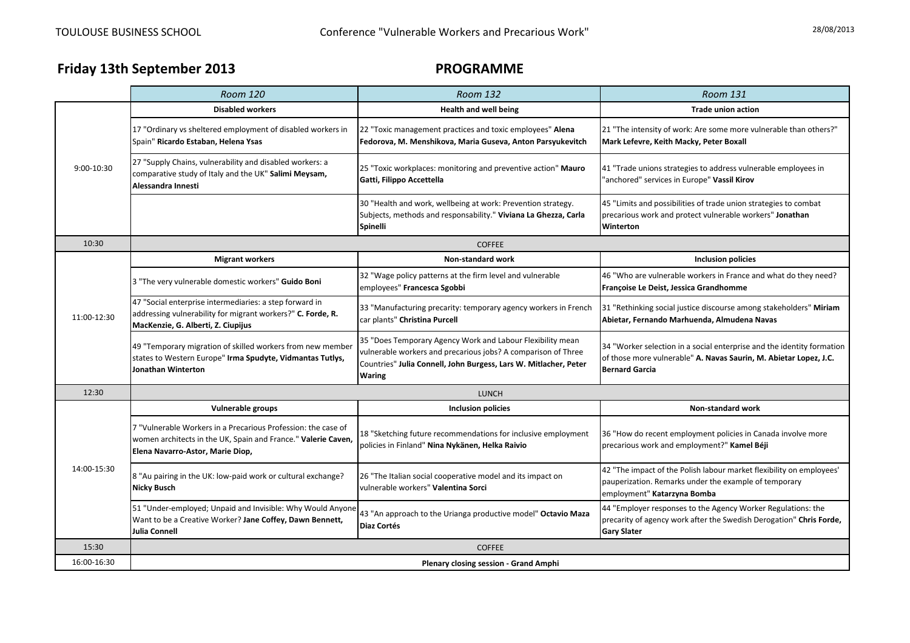## Friday 13th September 2013

## PROGRAMME

| | *Room 120* | *Room 132* | *Room 131* |
|---|---|---|---|
| 9:00-10:30 | **Disabled workers** | **Health and well being** | **Trade union action** |
| | 17 "Ordinary vs sheltered employment of disabled workers in Spain" **Ricardo Estaban, Helena Ysas** | 22 "Toxic management practices and toxic employees" **Alena Fedorova, M. Menshikova, Maria Guseva, Anton Parsyukevitch** | 21 "The intensity of work: Are some more vulnerable than others?" **Mark Lefevre, Keith Macky, Peter Boxall** |
| | 27 "Supply Chains, vulnerability and disabled workers: a comparative study of Italy and the UK" **Salimi Meysam, Alessandra Innesti** | 25 "Toxic workplaces: monitoring and preventive action" **Mauro Gatti, Filippo Accettella** | 41 "Trade unions strategies to address vulnerable employees in "anchored" services in Europe" **Vassil Kirov** |
| | | 30 "Health and work, wellbeing at work: Prevention strategy. Subjects, methods and responsability." **Viviana La Ghezza, Carla Spinelli** | 45 "Limits and possibilities of trade union strategies to combat precarious work and protect vulnerable workers" **Jonathan Winterton** |
| 10:30 | COFFEE | | |
| 11:00-12:30 | **Migrant workers** | **Non-standard work** | **Inclusion policies** |
| | 3 "The very vulnerable domestic workers" **Guido Boni** | 32 "Wage policy patterns at the firm level and vulnerable employees" **Francesca Sgobbi** | 46 "Who are vulnerable workers in France and what do they need? **Françoise Le Deist, Jessica Grandhomme** |
| | 47 "Social enterprise intermediaries: a step forward in addressing vulnerability for migrant workers?" **C. Forde, R. MacKenzie, G. Alberti, Z. Ciupijus** | 33 "Manufacturing precarity: temporary agency workers in French car plants" **Christina Purcell** | 31 "Rethinking social justice discourse among stakeholders" **Miriam Abietar, Fernando Marhuenda, Almudena Navas** |
| | 49 "Temporary migration of skilled workers from new member states to Western Europe" **Irma Spudyte, Vidmantas Tutlys, Jonathan Winterton** | 35 "Does Temporary Agency Work and Labour Flexibility mean vulnerable workers and precarious jobs? A comparison of Three Countries" **Julia Connell, John Burgess, Lars W. Mitlacher, Peter Waring** | 34 "Worker selection in a social enterprise and the identity formation of those more vulnerable" **A. Navas Saurin, M. Abietar Lopez, J.C. Bernard Garcia** |
| 12:30 | LUNCH | | |
| 14:00-15:30 | **Vulnerable groups** | **Inclusion policies** | **Non-standard work** |
| | 7 "Vulnerable Workers in a Precarious Profession: the case of women architects in the UK, Spain and France." **Valerie Caven, Elena Navarro-Astor, Marie Diop,** | 18 "Sketching future recommendations for inclusive employment policies in Finland" **Nina Nykänen, Helka Raivio** | 36 "How do recent employment policies in Canada involve more precarious work and employment?" **Kamel Béji** |
| | 8 "Au pairing in the UK: low-paid work or cultural exchange? **Nicky Busch** | 26 "The Italian social cooperative model and its impact on vulnerable workers" **Valentina Sorci** | 42 "The impact of the Polish labour market flexibility on employees' pauperization. Remarks under the example of temporary employment" **Katarzyna Bomba** |
| | 51 "Under-employed; Unpaid and Invisible: Why Would Anyone Want to be a Creative Worker? **Jane Coffey, Dawn Bennett, Julia Connell** | 43 "An approach to the Urianga productive model" **Octavio Maza Diaz Cortés** | 44 "Employer responses to the Agency Worker Regulations: the precarity of agency work after the Swedish Derogation" **Chris Forde, Gary Slater** |
| 15:30 | COFFEE | | |
| 16:00-16:30 | **Plenary closing session - Grand Amphi** | | |